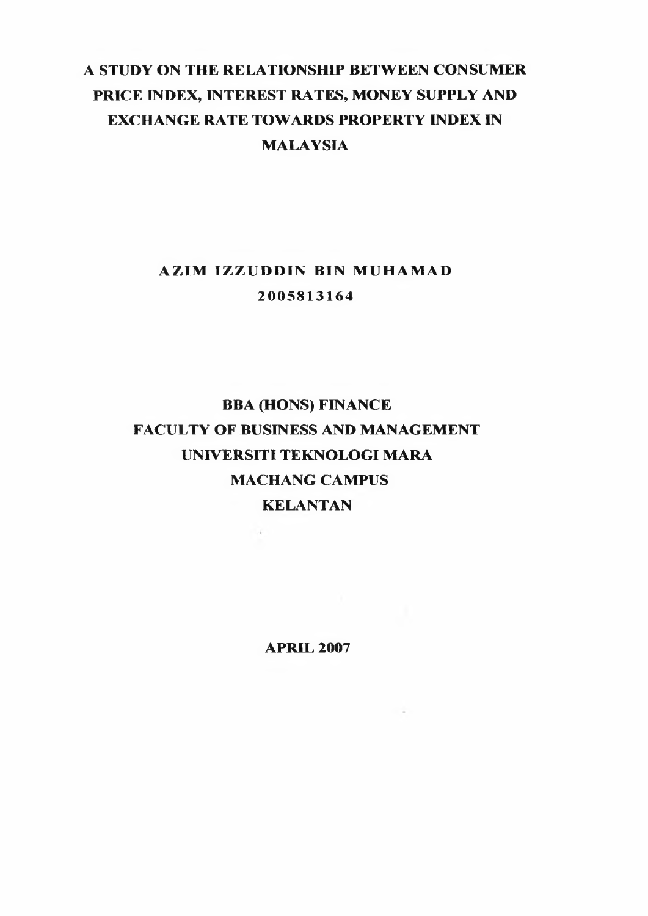# A STUDY ON THE RELATIONSHIP BETWEEN CONSUMER PRICE INDEX, INTEREST RATES, MONEY SUPPLY AND EXCHANGE RATE TOWARDS PROPERTY INDEX IN MALAYSIA

**AZIM IZZUDDIN BIN MUHAMAD**

**2005813164**

**BBA (HONS) FINANCE**

**FACULTY OF BUSINESS AND MANAGEMENT**

**UNIVERSITI TEKNOLOGI MARA**

**MACHANG CAMPUS**

**KELANTAN**

**APRIL 2007**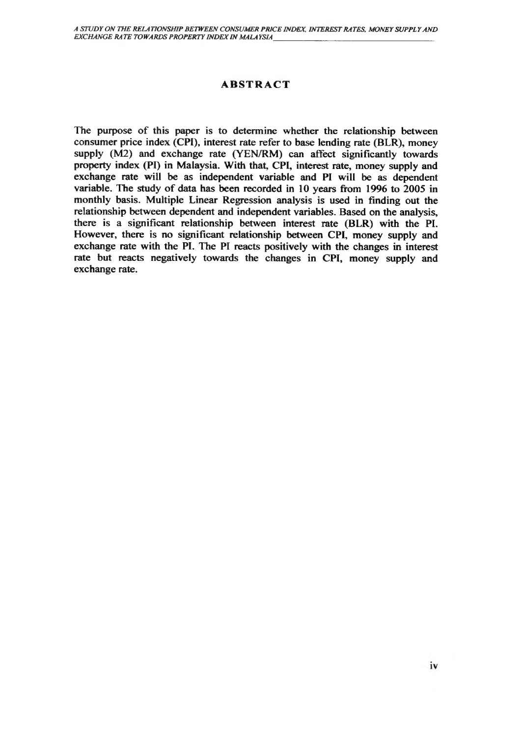## ABSTRACT

The purpose of this paper is to determine whether the relationship between consumer price index (CPI), interest rate refer to base lending rate (BLR), money supply (M2) and exchange rate (YEN/RM) can affect significantly towards property index (PI) in Malaysia. With that, CPI, interest rate, money supply and exchange rate will be as independent variable and PI will be as dependent variable. The study of data has been recorded in 10 years from 1996 to 2005 in monthly basis. Multiple Linear Regression analysis is used in finding out the relationship between dependent and independent variables. Based on the analysis, there is a significant relationship between interest rate (BLR) with the PI. However, there is no significant relationship between CPI, money supply and exchange rate with the PI. The PI reacts positively with the changes in interest rate but reacts negatively towards the changes in CPI, money supply and exchange rate.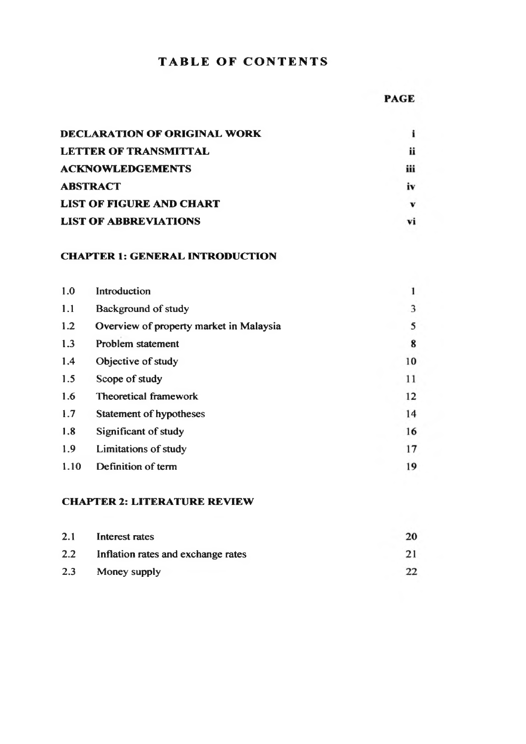# TABLE OF CONTENTS

| | PAGE |
|---|---|
| **DECLARATION OF ORIGINAL WORK** | **i** |
| **LETTER OF TRANSMITTAL** | **ii** |
| **ACKNOWLEDGEMENTS** | **iii** |
| **ABSTRACT** | **iv** |
| **LIST OF FIGURE AND CHART** | **v** |
| **LIST OF ABBREVIATIONS** | **vi** |

## CHAPTER 1: GENERAL INTRODUCTION

| | | |
|---|---|---|
| 1.0 | Introduction | 1 |
| 1.1 | Background of study | 3 |
| 1.2 | Overview of property market in Malaysia | 5 |
| 1.3 | Problem statement | 8 |
| 1.4 | Objective of study | 10 |
| 1.5 | Scope of study | 11 |
| 1.6 | Theoretical framework | 12 |
| 1.7 | Statement of hypotheses | 14 |
| 1.8 | Significant of study | 16 |
| 1.9 | Limitations of study | 17 |
| 1.10 | Definition of term | 19 |

## CHAPTER 2: LITERATURE REVIEW

| | | |
|---|---|---|
| 2.1 | Interest rates | 20 |
| 2.2 | Inflation rates and exchange rates | 21 |
| 2.3 | Money supply | 22 |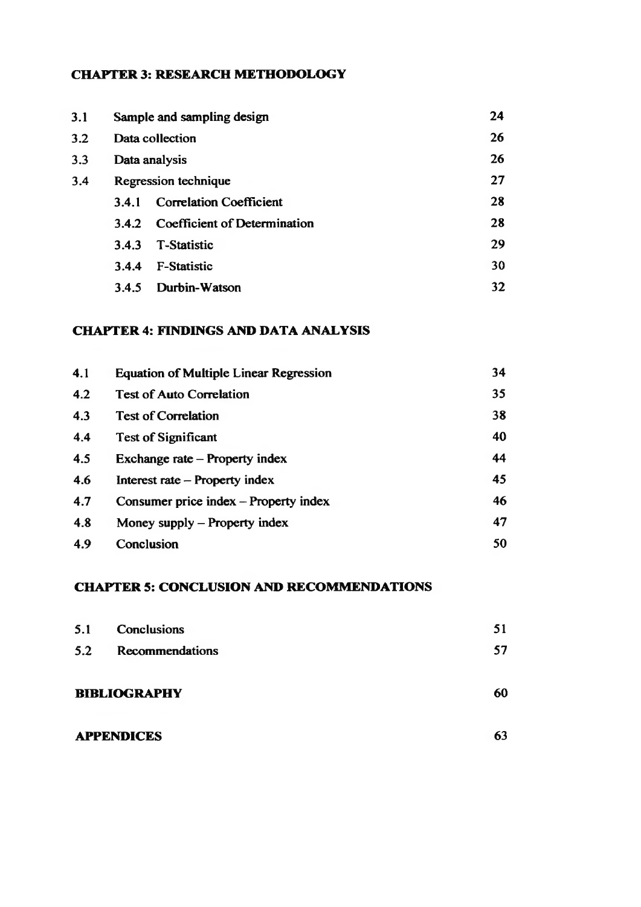## CHAPTER 3: RESEARCH METHODOLOGY

| | | |
|---|---|---|
| 3.1 | Sample and sampling design | 24 |
| 3.2 | Data collection | 26 |
| 3.3 | Data analysis | 26 |
| 3.4 | Regression technique | 27 |
| | 3.4.1 Correlation Coefficient | 28 |
| | 3.4.2 Coefficient of Determination | 28 |
| | 3.4.3 T-Statistic | 29 |
| | 3.4.4 F-Statistic | 30 |
| | 3.4.5 Durbin-Watson | 32 |

## CHAPTER 4: FINDINGS AND DATA ANALYSIS

| | | |
|---|---|---|
| 4.1 | Equation of Multiple Linear Regression | 34 |
| 4.2 | Test of Auto Correlation | 35 |
| 4.3 | Test of Correlation | 38 |
| 4.4 | Test of Significant | 40 |
| 4.5 | Exchange rate – Property index | 44 |
| 4.6 | Interest rate – Property index | 45 |
| 4.7 | Consumer price index – Property index | 46 |
| 4.8 | Money supply – Property index | 47 |
| 4.9 | Conclusion | 50 |

## CHAPTER 5: CONCLUSION AND RECOMMENDATIONS

| | | |
|---|---|---|
| 5.1 | Conclusions | 51 |
| 5.2 | Recommendations | 57 |

**BIBLIOGRAPHY** 60

**APPENDICES** 63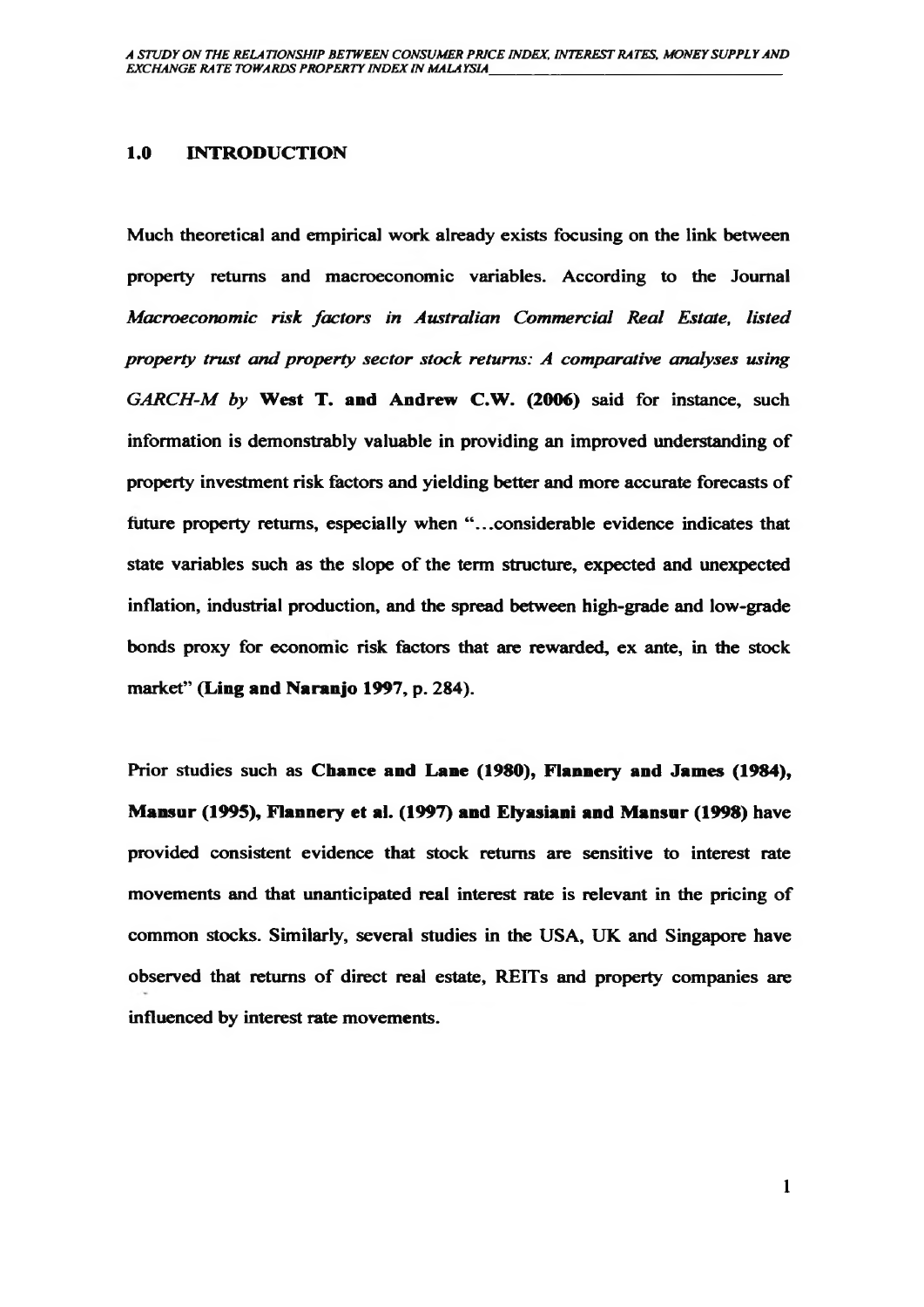## 1.0 INTRODUCTION

Much theoretical and empirical work already exists focusing on the link between property returns and macroeconomic variables. According to the Journal *Macroeconomic risk factors in Australian Commercial Real Estate, listed property trust and property sector stock returns: A comparative analyses using GARCH-M by* **West T. and Andrew C.W. (2006)** said for instance, such information is demonstrably valuable in providing an improved understanding of property investment risk factors and yielding better and more accurate forecasts of future property returns, especially when "...considerable evidence indicates that state variables such as the slope of the term structure, expected and unexpected inflation, industrial production, and the spread between high-grade and low-grade bonds proxy for economic risk factors that are rewarded, ex ante, in the stock market" **(Ling and Naranjo 1997**, p. 284).

Prior studies such as **Chance and Lane (1980), Flannery and James (1984), Mansur (1995), Flannery et al. (1997) and Elyasiani and Mansur (1998)** have provided consistent evidence that stock returns are sensitive to interest rate movements and that unanticipated real interest rate is relevant in the pricing of common stocks. Similarly, several studies in the USA, UK and Singapore have observed that returns of direct real estate, REITs and property companies are influenced by interest rate movements.